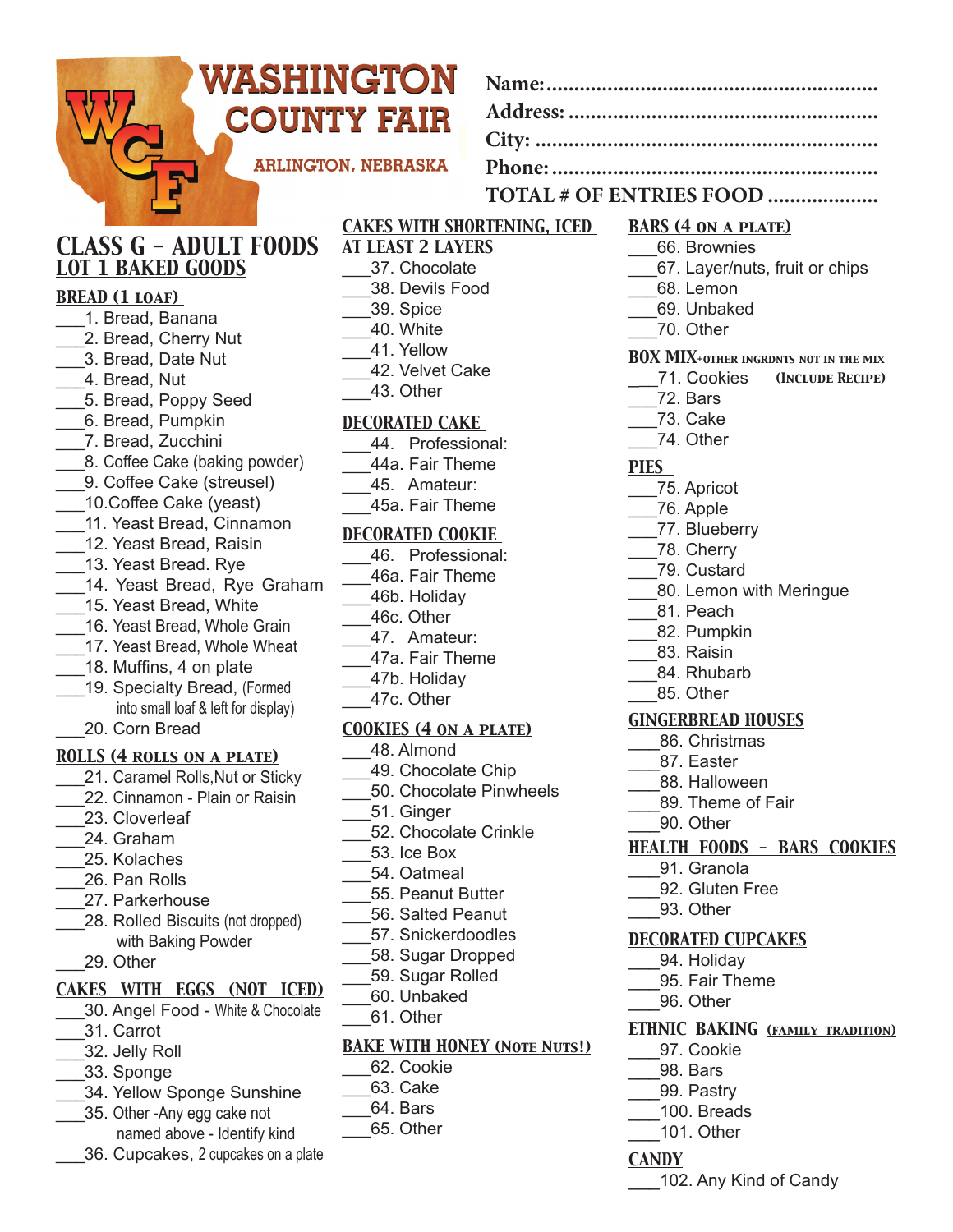# WASHINGTON COUNTY FAIR

ARLINGTON, NEBRASKA

**Name:** ..........................................................

**Address:** ......................................................

**City:** ............................................................

**Phone:** .........................................................

**TOTAL # OF ENTRIES FOOD** ...................

## CLASS G – ADULT FOODS

## LOT 1 BAKED GOODS

### BREAD (1 LOAF)

___1. Bread, Banana
___2. Bread, Cherry Nut
___3. Bread, Date Nut
___4. Bread, Nut
___5. Bread, Poppy Seed
___6. Bread, Pumpkin
___7. Bread, Zucchini
___8. Coffee Cake (baking powder)
___9. Coffee Cake (streusel)
___10.Coffee Cake (yeast)
___11. Yeast Bread, Cinnamon
___12. Yeast Bread, Raisin
___13. Yeast Bread. Rye
___14. Yeast Bread, Rye Graham
___15. Yeast Bread, White
___16. Yeast Bread, Whole Grain
___17. Yeast Bread, Whole Wheat
___18. Muffins, 4 on plate
___19. Specialty Bread, (Formed into small loaf & left for display)
___20. Corn Bread

### ROLLS (4 ROLLS ON A PLATE)

___21. Caramel Rolls,Nut or Sticky
___22. Cinnamon - Plain or Raisin
___23. Cloverleaf
___24. Graham
___25. Kolaches
___26. Pan Rolls
___27. Parkerhouse
___28. Rolled Biscuits (not dropped) with Baking Powder
___29. Other

### CAKES WITH EGGS (NOT ICED)

___30. Angel Food - White & Chocolate
___31. Carrot
___32. Jelly Roll
___33. Sponge
___34. Yellow Sponge Sunshine
___35. Other -Any egg cake not named above - Identify kind
___36. Cupcakes, 2 cupcakes on a plate

### CAKES WITH SHORTENING, ICED AT LEAST 2 LAYERS

___37. Chocolate
___38. Devils Food
___39. Spice
___40. White
___41. Yellow
___42. Velvet Cake
___43. Other

### DECORATED CAKE

___44. Professional:
___44a. Fair Theme
___45. Amateur:
___45a. Fair Theme

### DECORATED COOKIE

___46. Professional:
___46a. Fair Theme
___46b. Holiday
___46c. Other
___47. Amateur:
___47a. Fair Theme
___47b. Holiday
___47c. Other

### COOKIES (4 ON A PLATE)

___48. Almond
___49. Chocolate Chip
___50. Chocolate Pinwheels
___51. Ginger
___52. Chocolate Crinkle
___53. Ice Box
___54. Oatmeal
___55. Peanut Butter
___56. Salted Peanut
___57. Snickerdoodles
___58. Sugar Dropped
___59. Sugar Rolled
___60. Unbaked
___61. Other

### BAKE WITH HONEY (NOTE NUTS!)

___62. Cookie
___63. Cake
___64. Bars
___65. Other

### BARS (4 ON A PLATE)

___66. Brownies
___67. Layer/nuts, fruit or chips
___68. Lemon
___69. Unbaked
___70. Other

### BOX MIX+OTHER INGRDNTS NOT IN THE MIX

___71. Cookies (INCLUDE RECIPE)
___72. Bars
___73. Cake
___74. Other

### PIES

___75. Apricot
___76. Apple
___77. Blueberry
___78. Cherry
___79. Custard
___80. Lemon with Meringue
___81. Peach
___82. Pumpkin
___83. Raisin
___84. Rhubarb
___85. Other

### GINGERBREAD HOUSES

___86. Christmas
___87. Easter
___88. Halloween
___89. Theme of Fair
___90. Other

### HEALTH FOODS - BARS COOKIES

___91. Granola
___92. Gluten Free
___93. Other

### DECORATED CUPCAKES

___94. Holiday
___95. Fair Theme
___96. Other

### ETHNIC BAKING (FAMILY TRADITION)

___97. Cookie
___98. Bars
___99. Pastry
___100. Breads
___101. Other

### CANDY

___102. Any Kind of Candy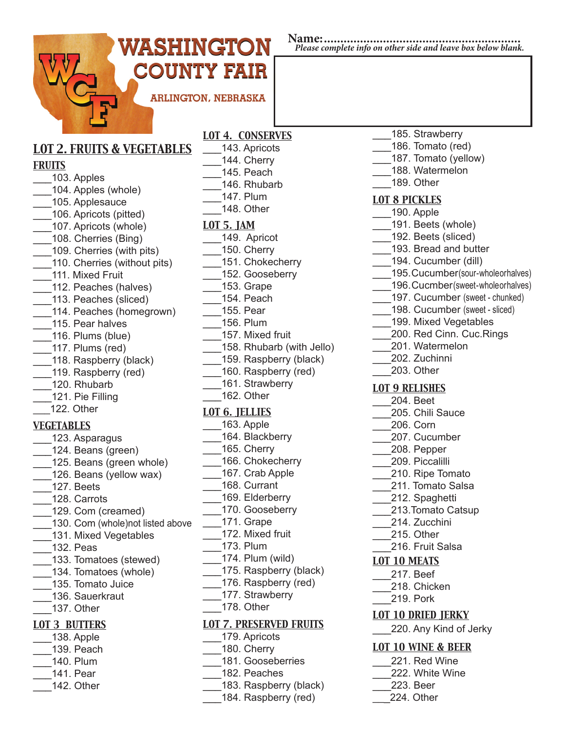# WASHINGTON COUNTY FAIR

ARLINGTON, NEBRASKA

**Name:**.........................................................
*Please complete info on other side and leave box below blank.*

## LOT 2. FRUITS & VEGETABLES

### FRUITS

___103. Apples
___104. Apples (whole)
___105. Applesauce
___106. Apricots (pitted)
___107. Apricots (whole)
___108. Cherries (Bing)
___109. Cherries (with pits)
___110. Cherries (without pits)
___111. Mixed Fruit
___112. Peaches (halves)
___113. Peaches (sliced)
___114. Peaches (homegrown)
___115. Pear halves
___116. Plums (blue)
___117. Plums (red)
___118. Raspberry (black)
___119. Raspberry (red)
___120. Rhubarb
___121. Pie Filling
___122. Other

### VEGETABLES

___123. Asparagus
___124. Beans (green)
___125. Beans (green whole)
___126. Beans (yellow wax)
___127. Beets
___128. Carrots
___129. Com (creamed)
___130. Com (whole)not listed above
___131. Mixed Vegetables
___132. Peas
___133. Tomatoes (stewed)
___134. Tomatoes (whole)
___135. Tomato Juice
___136. Sauerkraut
___137. Other

## LOT 3 BUTTERS

___138. Apple
___139. Peach
___140. Plum
___141. Pear
___142. Other

## LOT 4. CONSERVES

___143. Apricots
___144. Cherry
___145. Peach
___146. Rhubarb
___147. Plum
___148. Other

## LOT 5. JAM

___149. Apricot
___150. Cherry
___151. Chokecherry
___152. Gooseberry
___153. Grape
___154. Peach
___155. Pear
___156. Plum
___157. Mixed fruit
___158. Rhubarb (with Jello)
___159. Raspberry (black)
___160. Raspberry (red)
___161. Strawberry
___162. Other

## LOT 6. JELLIES

___163. Apple
___164. Blackberry
___165. Cherry
___166. Chokecherry
___167. Crab Apple
___168. Currant
___169. Elderberry
___170. Gooseberry
___171. Grape
___172. Mixed fruit
___173. Plum
___174. Plum (wild)
___175. Raspberry (black)
___176. Raspberry (red)
___177. Strawberry
___178. Other

## LOT 7. PRESERVED FRUITS

___179. Apricots
___180. Cherry
___181. Gooseberries
___182. Peaches
___183. Raspberry (black)
___184. Raspberry (red)
___185. Strawberry
___186. Tomato (red)
___187. Tomato (yellow)
___188. Watermelon
___189. Other

## LOT 8 PICKLES

___190. Apple
___191. Beets (whole)
___192. Beets (sliced)
___193. Bread and butter
___194. Cucumber (dill)
___195. Cucumber (sour-wholeorhalves)
___196. Cucmber (sweet-wholeorhalves)
___197. Cucumber (sweet - chunked)
___198. Cucumber (sweet - sliced)
___199. Mixed Vegetables
___200. Red Cinn. Cuc.Rings
___201. Watermelon
___202. Zuchinni
___203. Other

## LOT 9 RELISHES

___204. Beet
___205. Chili Sauce
___206. Corn
___207. Cucumber
___208. Pepper
___209. Piccalilli
___210. Ripe Tomato
___211. Tomato Salsa
___212. Spaghetti
___213. Tomato Catsup
___214. Zucchini
___215. Other
___216. Fruit Salsa

## LOT 10 MEATS

___217. Beef
___218. Chicken
___219. Pork

## LOT 10 DRIED JERKY

___220. Any Kind of Jerky

## LOT 10 WINE & BEER

___221. Red Wine
___222. White Wine
___223. Beer
___224. Other